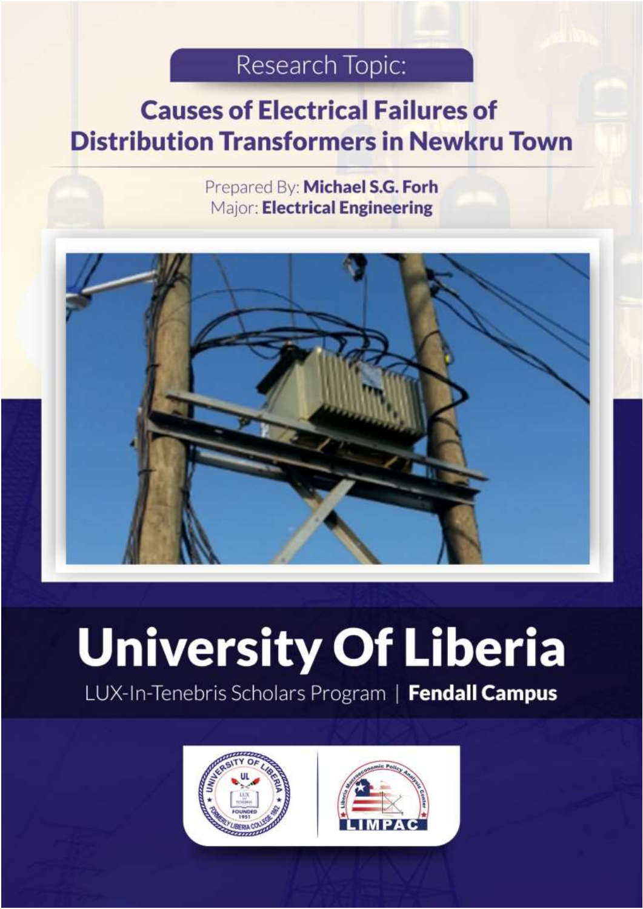Research Topic:

# Causes of Electrical Failures of Distribution Transformers in Newkru Town

Prepared By: **Michael S.G. Forh**
Major: **Electrical Engineering**

# University Of Liberia

LUX-In-Tenebris Scholars Program | **Fendall Campus**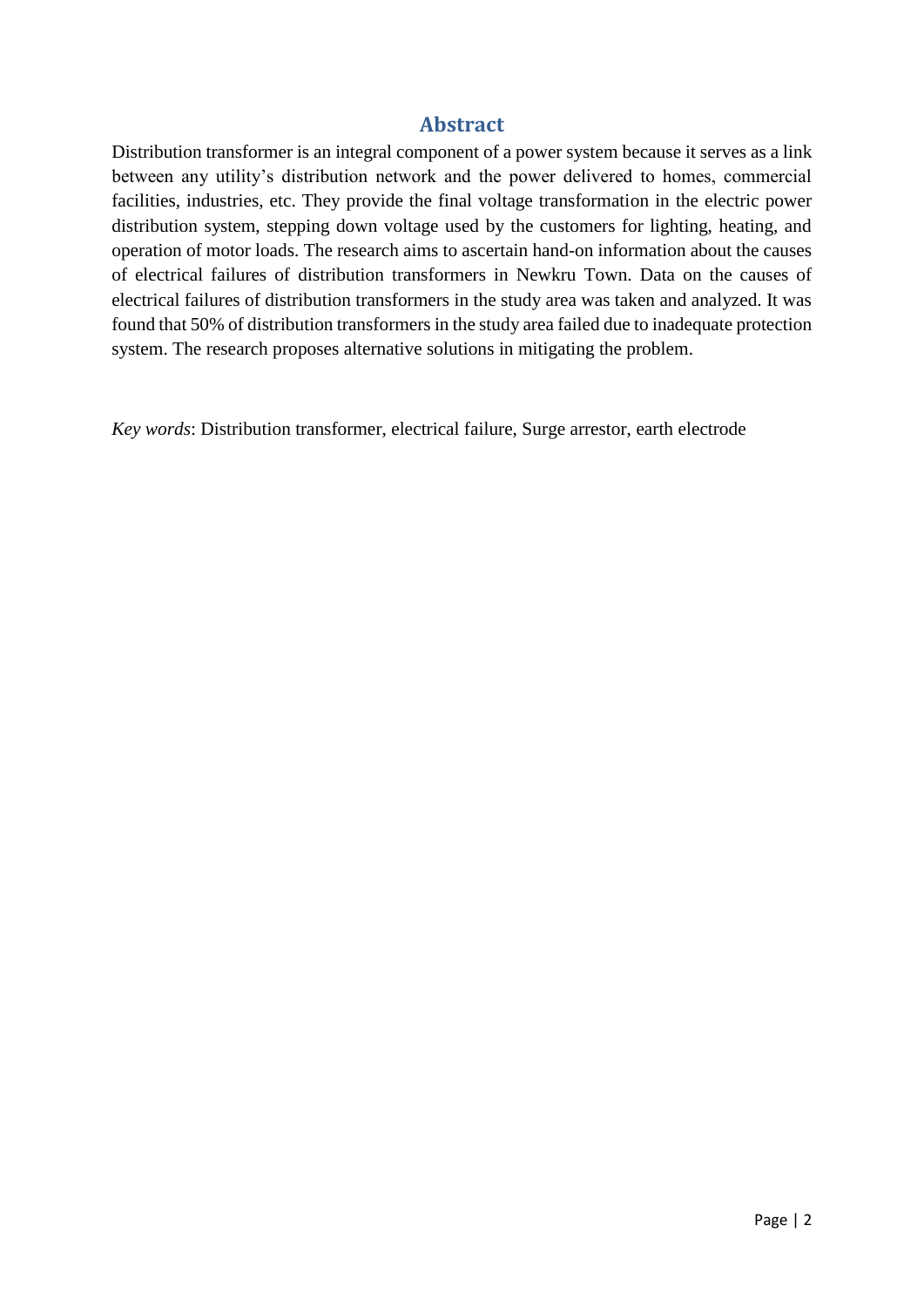# Abstract

Distribution transformer is an integral component of a power system because it serves as a link between any utility's distribution network and the power delivered to homes, commercial facilities, industries, etc. They provide the final voltage transformation in the electric power distribution system, stepping down voltage used by the customers for lighting, heating, and operation of motor loads. The research aims to ascertain hand-on information about the causes of electrical failures of distribution transformers in Newkru Town. Data on the causes of electrical failures of distribution transformers in the study area was taken and analyzed. It was found that 50% of distribution transformers in the study area failed due to inadequate protection system. The research proposes alternative solutions in mitigating the problem.

*Key words*: Distribution transformer, electrical failure, Surge arrestor, earth electrode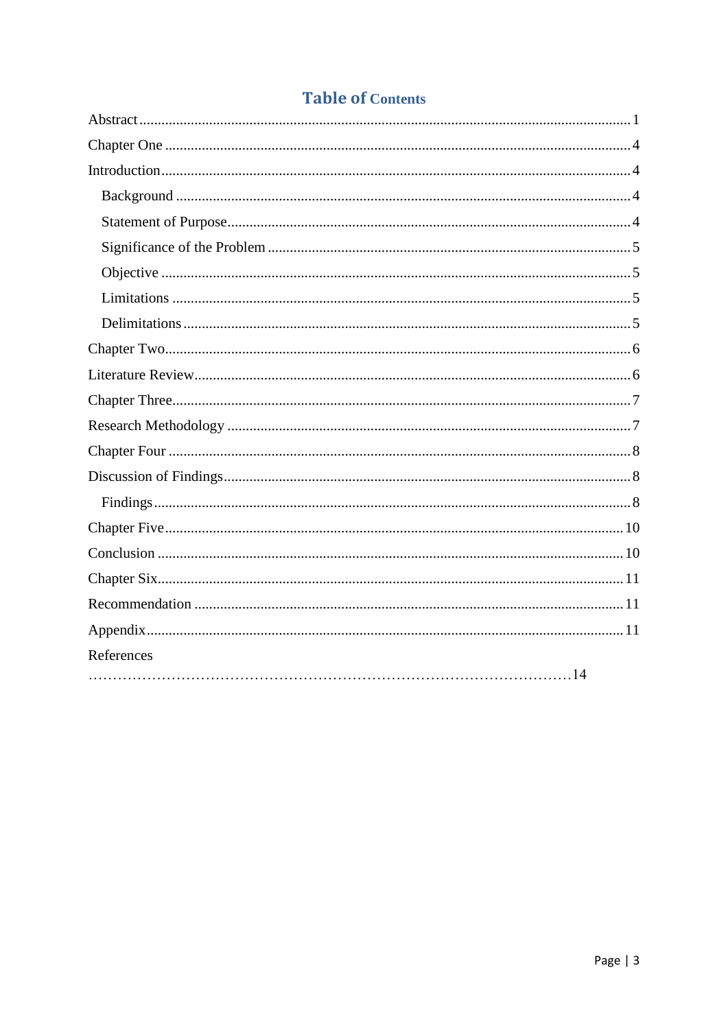# Table of Contents

Abstract .......... 1

Chapter One .......... 4

Introduction .......... 4

- Background .......... 4
- Statement of Purpose .......... 4
- Significance of the Problem .......... 5
- Objective .......... 5
- Limitations .......... 5
- Delimitations .......... 5

Chapter Two .......... 6

Literature Review .......... 6

Chapter Three .......... 7

Research Methodology .......... 7

Chapter Four .......... 8

Discussion of Findings .......... 8

- Findings .......... 8

Chapter Five .......... 10

Conclusion .......... 10

Chapter Six .......... 11

Recommendation .......... 11

Appendix .......... 11

References .......... 14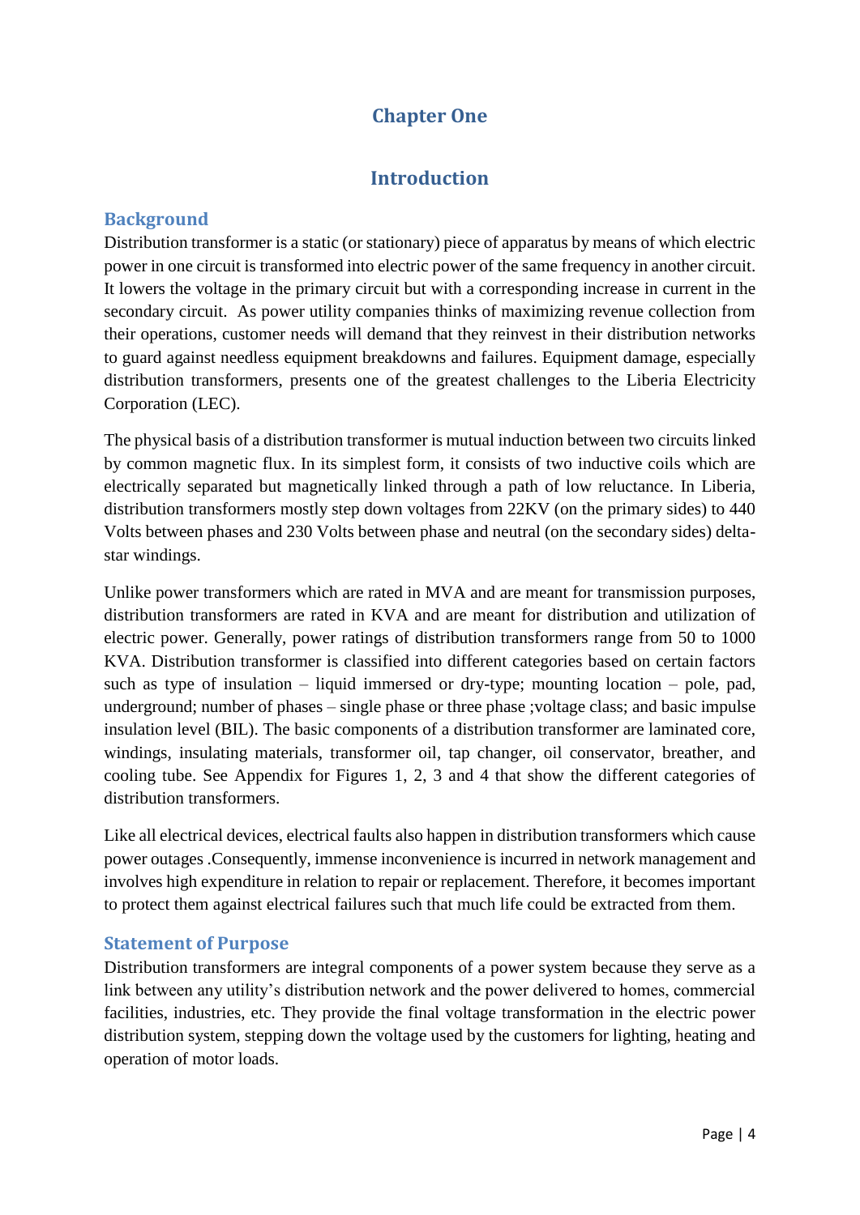# Chapter One

## Introduction

### Background

Distribution transformer is a static (or stationary) piece of apparatus by means of which electric power in one circuit is transformed into electric power of the same frequency in another circuit. It lowers the voltage in the primary circuit but with a corresponding increase in current in the secondary circuit. As power utility companies thinks of maximizing revenue collection from their operations, customer needs will demand that they reinvest in their distribution networks to guard against needless equipment breakdowns and failures. Equipment damage, especially distribution transformers, presents one of the greatest challenges to the Liberia Electricity Corporation (LEC).

The physical basis of a distribution transformer is mutual induction between two circuits linked by common magnetic flux. In its simplest form, it consists of two inductive coils which are electrically separated but magnetically linked through a path of low reluctance. In Liberia, distribution transformers mostly step down voltages from 22KV (on the primary sides) to 440 Volts between phases and 230 Volts between phase and neutral (on the secondary sides) delta-star windings.

Unlike power transformers which are rated in MVA and are meant for transmission purposes, distribution transformers are rated in KVA and are meant for distribution and utilization of electric power. Generally, power ratings of distribution transformers range from 50 to 1000 KVA. Distribution transformer is classified into different categories based on certain factors such as type of insulation – liquid immersed or dry-type; mounting location – pole, pad, underground; number of phases – single phase or three phase ;voltage class; and basic impulse insulation level (BIL). The basic components of a distribution transformer are laminated core, windings, insulating materials, transformer oil, tap changer, oil conservator, breather, and cooling tube. See Appendix for Figures 1, 2, 3 and 4 that show the different categories of distribution transformers.

Like all electrical devices, electrical faults also happen in distribution transformers which cause power outages .Consequently, immense inconvenience is incurred in network management and involves high expenditure in relation to repair or replacement. Therefore, it becomes important to protect them against electrical failures such that much life could be extracted from them.

### Statement of Purpose

Distribution transformers are integral components of a power system because they serve as a link between any utility's distribution network and the power delivered to homes, commercial facilities, industries, etc. They provide the final voltage transformation in the electric power distribution system, stepping down the voltage used by the customers for lighting, heating and operation of motor loads.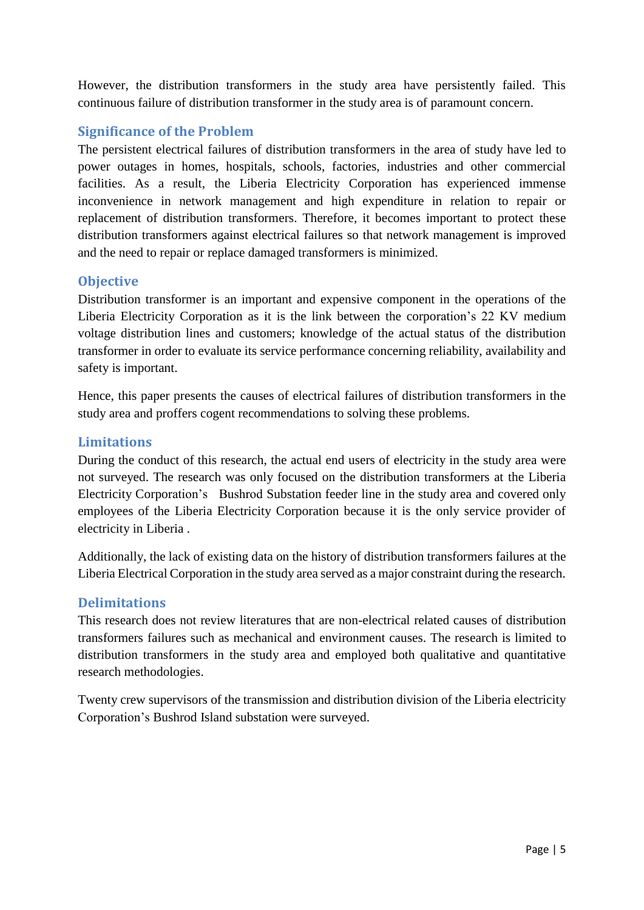However, the distribution transformers in the study area have persistently failed. This continuous failure of distribution transformer in the study area is of paramount concern.

## Significance of the Problem

The persistent electrical failures of distribution transformers in the area of study have led to power outages in homes, hospitals, schools, factories, industries and other commercial facilities. As a result, the Liberia Electricity Corporation has experienced immense inconvenience in network management and high expenditure in relation to repair or replacement of distribution transformers. Therefore, it becomes important to protect these distribution transformers against electrical failures so that network management is improved and the need to repair or replace damaged transformers is minimized.

## Objective

Distribution transformer is an important and expensive component in the operations of the Liberia Electricity Corporation as it is the link between the corporation's 22 KV medium voltage distribution lines and customers; knowledge of the actual status of the distribution transformer in order to evaluate its service performance concerning reliability, availability and safety is important.

Hence, this paper presents the causes of electrical failures of distribution transformers in the study area and proffers cogent recommendations to solving these problems.

## Limitations

During the conduct of this research, the actual end users of electricity in the study area were not surveyed. The research was only focused on the distribution transformers at the Liberia Electricity Corporation's Bushrod Substation feeder line in the study area and covered only employees of the Liberia Electricity Corporation because it is the only service provider of electricity in Liberia .

Additionally, the lack of existing data on the history of distribution transformers failures at the Liberia Electrical Corporation in the study area served as a major constraint during the research.

## Delimitations

This research does not review literatures that are non-electrical related causes of distribution transformers failures such as mechanical and environment causes. The research is limited to distribution transformers in the study area and employed both qualitative and quantitative research methodologies.

Twenty crew supervisors of the transmission and distribution division of the Liberia electricity Corporation's Bushrod Island substation were surveyed.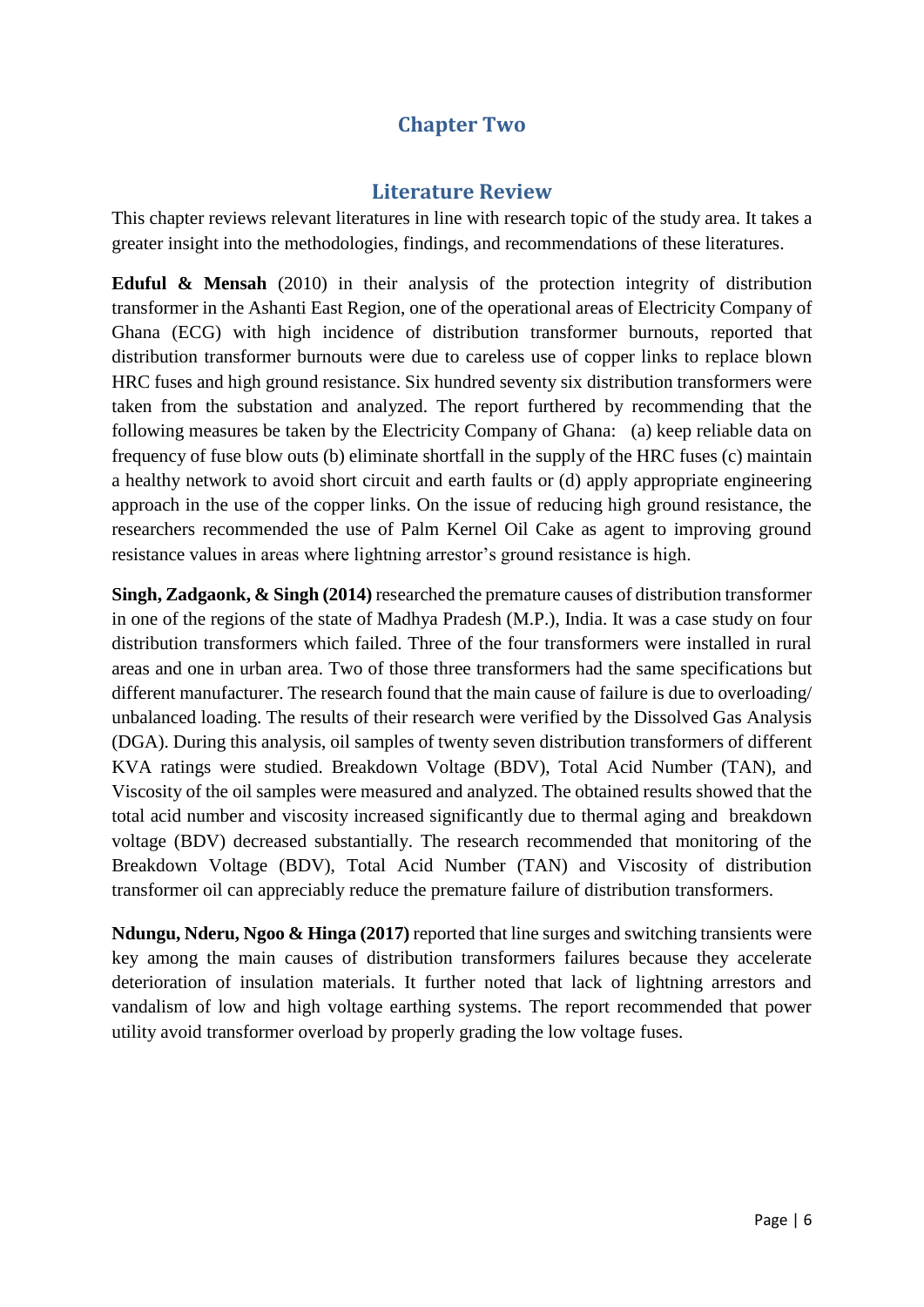# Chapter Two

## Literature Review

This chapter reviews relevant literatures in line with research topic of the study area. It takes a greater insight into the methodologies, findings, and recommendations of these literatures.

**Eduful & Mensah** (2010) in their analysis of the protection integrity of distribution transformer in the Ashanti East Region, one of the operational areas of Electricity Company of Ghana (ECG) with high incidence of distribution transformer burnouts, reported that distribution transformer burnouts were due to careless use of copper links to replace blown HRC fuses and high ground resistance. Six hundred seventy six distribution transformers were taken from the substation and analyzed. The report furthered by recommending that the following measures be taken by the Electricity Company of Ghana: (a) keep reliable data on frequency of fuse blow outs (b) eliminate shortfall in the supply of the HRC fuses (c) maintain a healthy network to avoid short circuit and earth faults or (d) apply appropriate engineering approach in the use of the copper links. On the issue of reducing high ground resistance, the researchers recommended the use of Palm Kernel Oil Cake as agent to improving ground resistance values in areas where lightning arrestor's ground resistance is high.

**Singh, Zadgaonk, & Singh (2014)** researched the premature causes of distribution transformer in one of the regions of the state of Madhya Pradesh (M.P.), India. It was a case study on four distribution transformers which failed. Three of the four transformers were installed in rural areas and one in urban area. Two of those three transformers had the same specifications but different manufacturer. The research found that the main cause of failure is due to overloading/ unbalanced loading. The results of their research were verified by the Dissolved Gas Analysis (DGA). During this analysis, oil samples of twenty seven distribution transformers of different KVA ratings were studied. Breakdown Voltage (BDV), Total Acid Number (TAN), and Viscosity of the oil samples were measured and analyzed. The obtained results showed that the total acid number and viscosity increased significantly due to thermal aging and breakdown voltage (BDV) decreased substantially. The research recommended that monitoring of the Breakdown Voltage (BDV), Total Acid Number (TAN) and Viscosity of distribution transformer oil can appreciably reduce the premature failure of distribution transformers.

**Ndungu, Nderu, Ngoo & Hinga (2017)** reported that line surges and switching transients were key among the main causes of distribution transformers failures because they accelerate deterioration of insulation materials. It further noted that lack of lightning arrestors and vandalism of low and high voltage earthing systems. The report recommended that power utility avoid transformer overload by properly grading the low voltage fuses.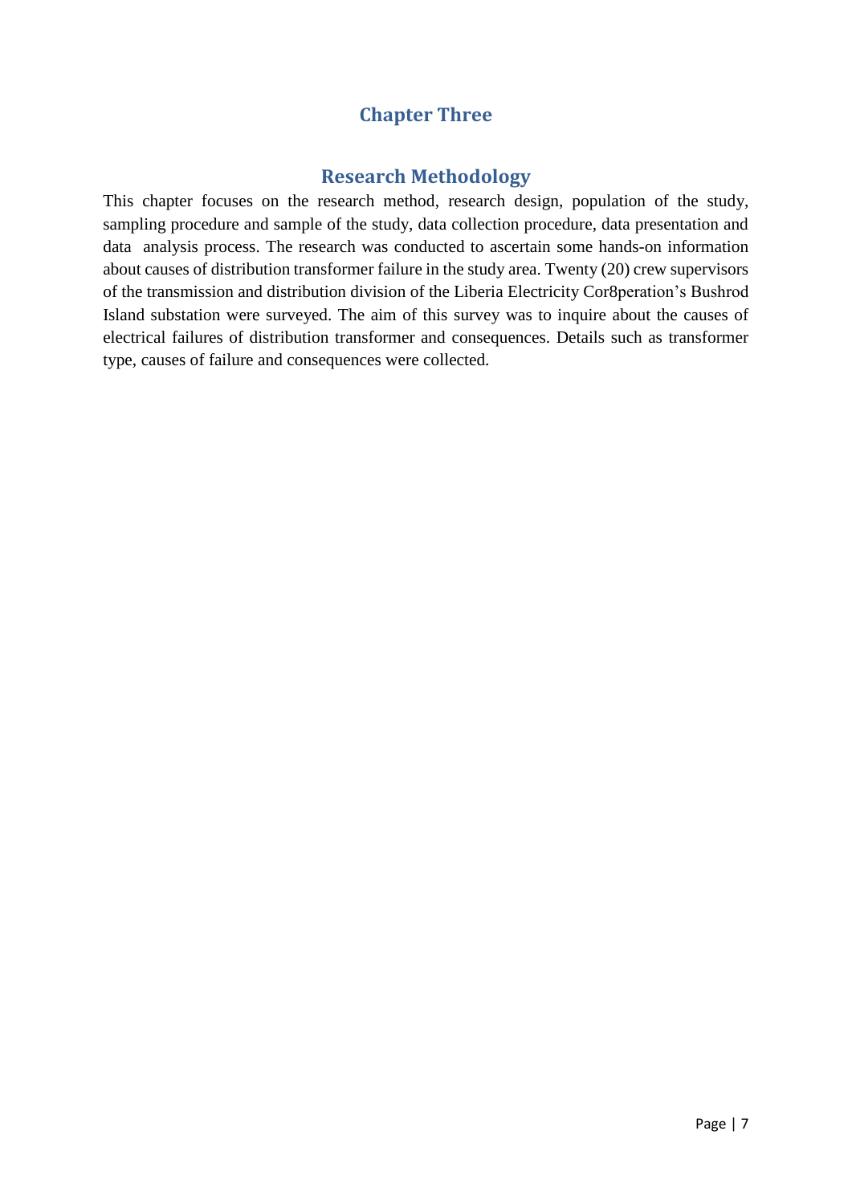# Chapter Three

## Research Methodology

This chapter focuses on the research method, research design, population of the study, sampling procedure and sample of the study, data collection procedure, data presentation and data analysis process. The research was conducted to ascertain some hands-on information about causes of distribution transformer failure in the study area. Twenty (20) crew supervisors of the transmission and distribution division of the Liberia Electricity Cor8peration's Bushrod Island substation were surveyed. The aim of this survey was to inquire about the causes of electrical failures of distribution transformer and consequences. Details such as transformer type, causes of failure and consequences were collected.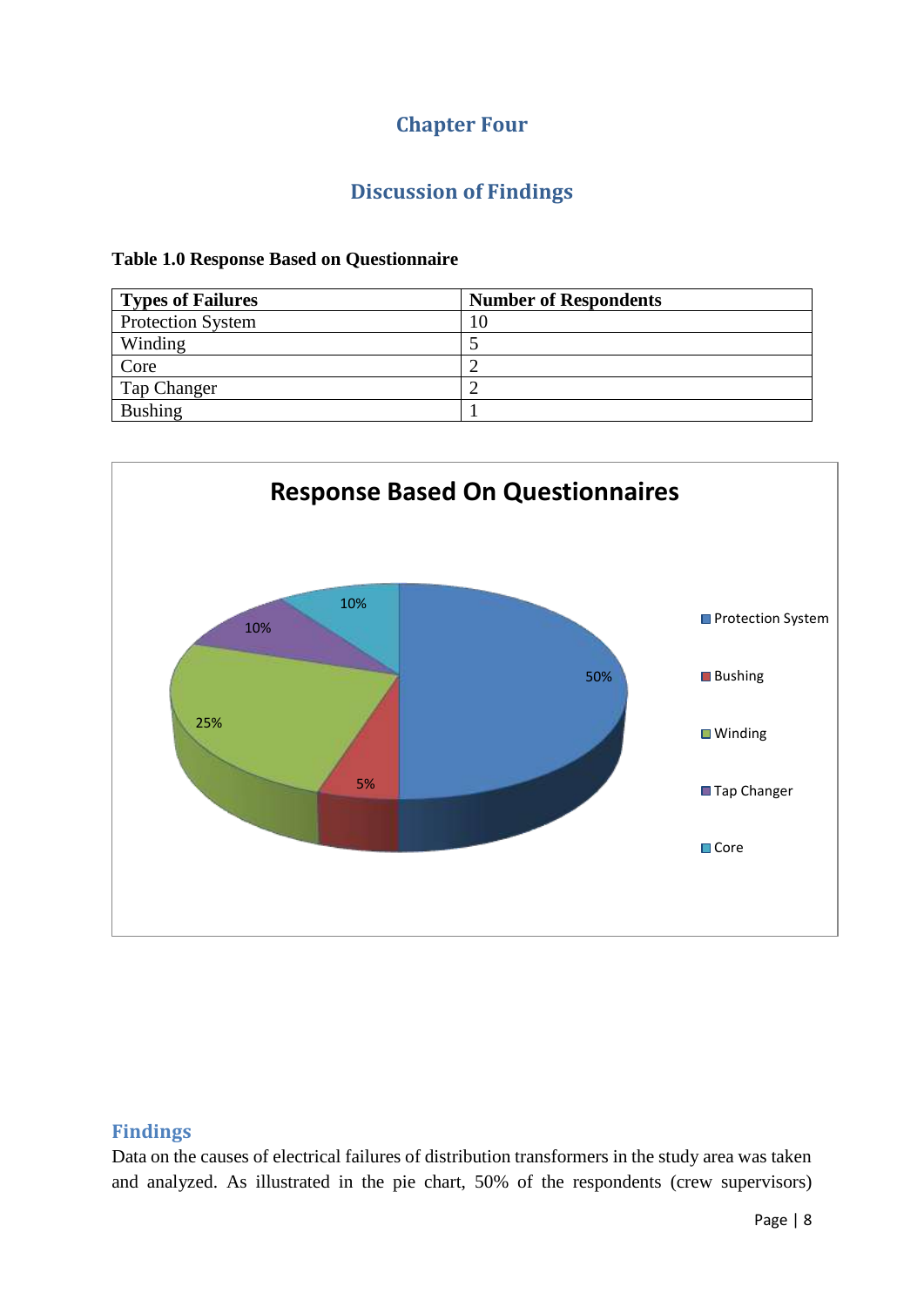# Chapter Four

## Discussion of Findings

**Table 1.0 Response Based on Questionnaire**

| Types of Failures | Number of Respondents |
|---|---|
| Protection System | 10 |
| Winding | 5 |
| Core | 2 |
| Tap Changer | 2 |
| Bushing | 1 |

### Findings

Data on the causes of electrical failures of distribution transformers in the study area was taken and analyzed. As illustrated in the pie chart, 50% of the respondents (crew supervisors)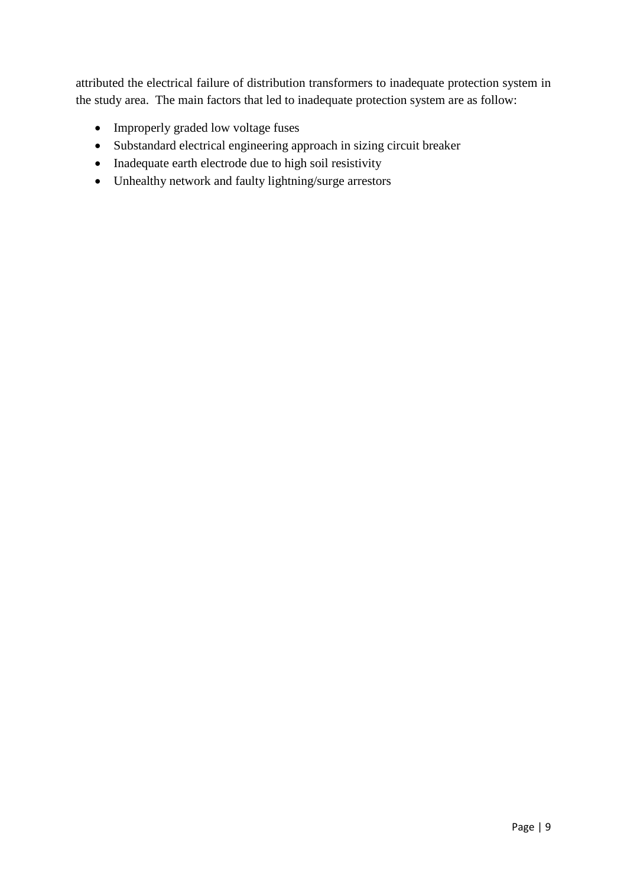attributed the electrical failure of distribution transformers to inadequate protection system in the study area. The main factors that led to inadequate protection system are as follow:

- Improperly graded low voltage fuses
- Substandard electrical engineering approach in sizing circuit breaker
- Inadequate earth electrode due to high soil resistivity
- Unhealthy network and faulty lightning/surge arrestors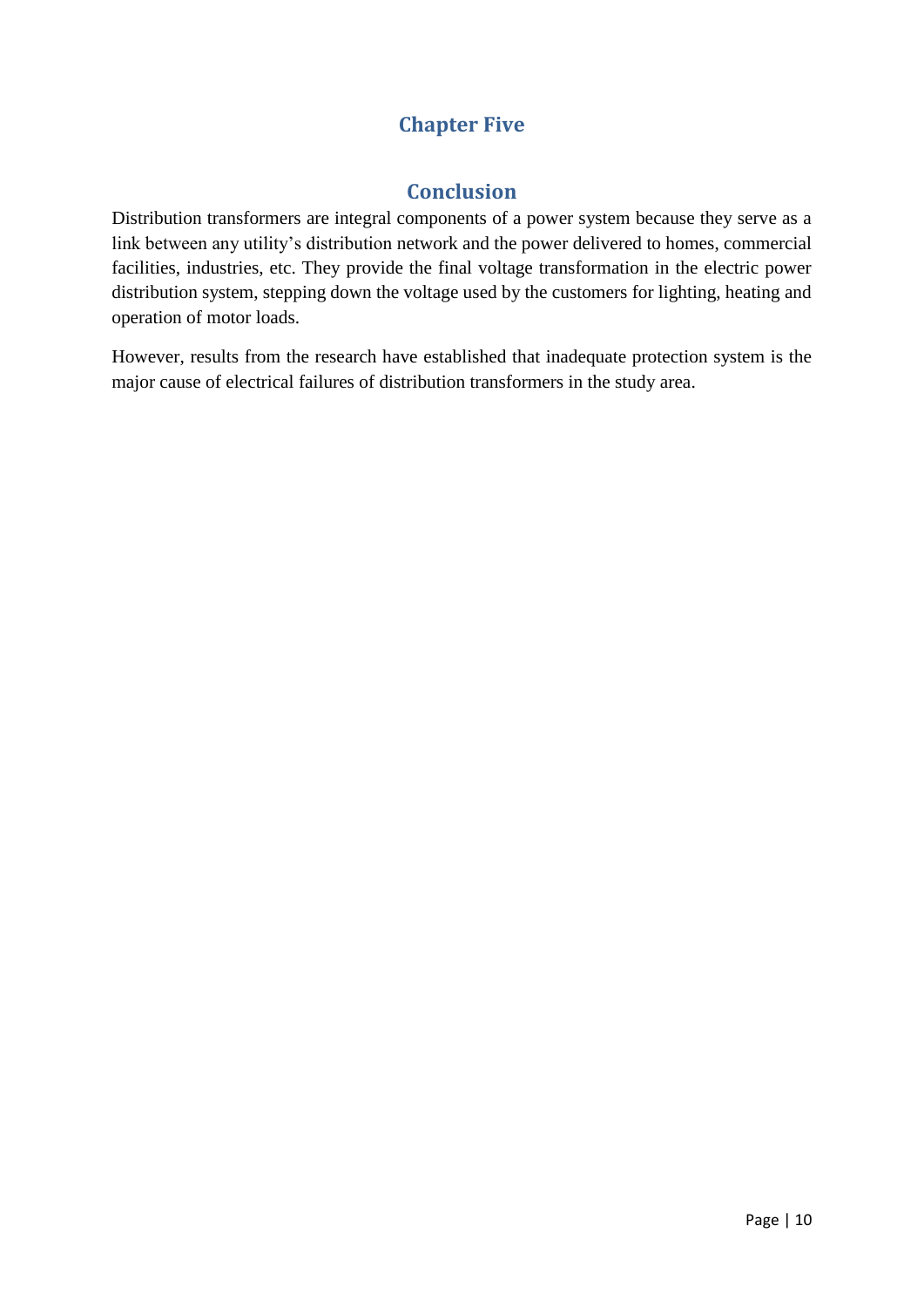# Chapter Five

## Conclusion

Distribution transformers are integral components of a power system because they serve as a link between any utility's distribution network and the power delivered to homes, commercial facilities, industries, etc. They provide the final voltage transformation in the electric power distribution system, stepping down the voltage used by the customers for lighting, heating and operation of motor loads.

However, results from the research have established that inadequate protection system is the major cause of electrical failures of distribution transformers in the study area.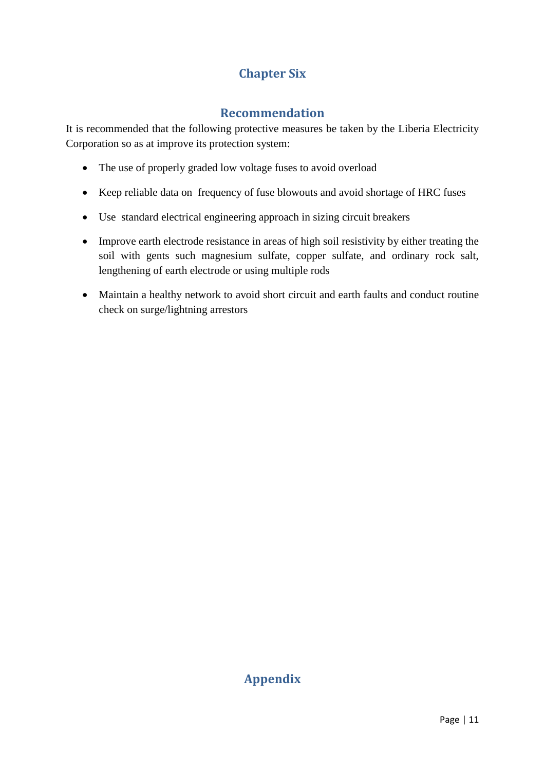# Chapter Six

## Recommendation

It is recommended that the following protective measures be taken by the Liberia Electricity Corporation so as at improve its protection system:

- The use of properly graded low voltage fuses to avoid overload
- Keep reliable data on frequency of fuse blowouts and avoid shortage of HRC fuses
- Use standard electrical engineering approach in sizing circuit breakers
- Improve earth electrode resistance in areas of high soil resistivity by either treating the soil with gents such magnesium sulfate, copper sulfate, and ordinary rock salt, lengthening of earth electrode or using multiple rods
- Maintain a healthy network to avoid short circuit and earth faults and conduct routine check on surge/lightning arrestors

# Appendix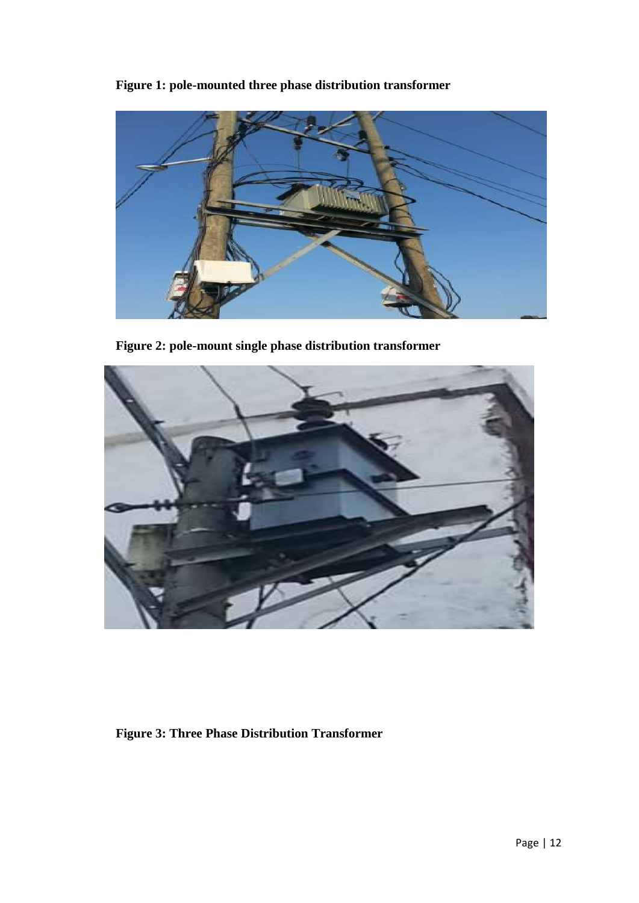**Figure 1: pole-mounted three phase distribution transformer**

**Figure 2: pole-mount single phase distribution transformer**

**Figure 3: Three Phase Distribution Transformer**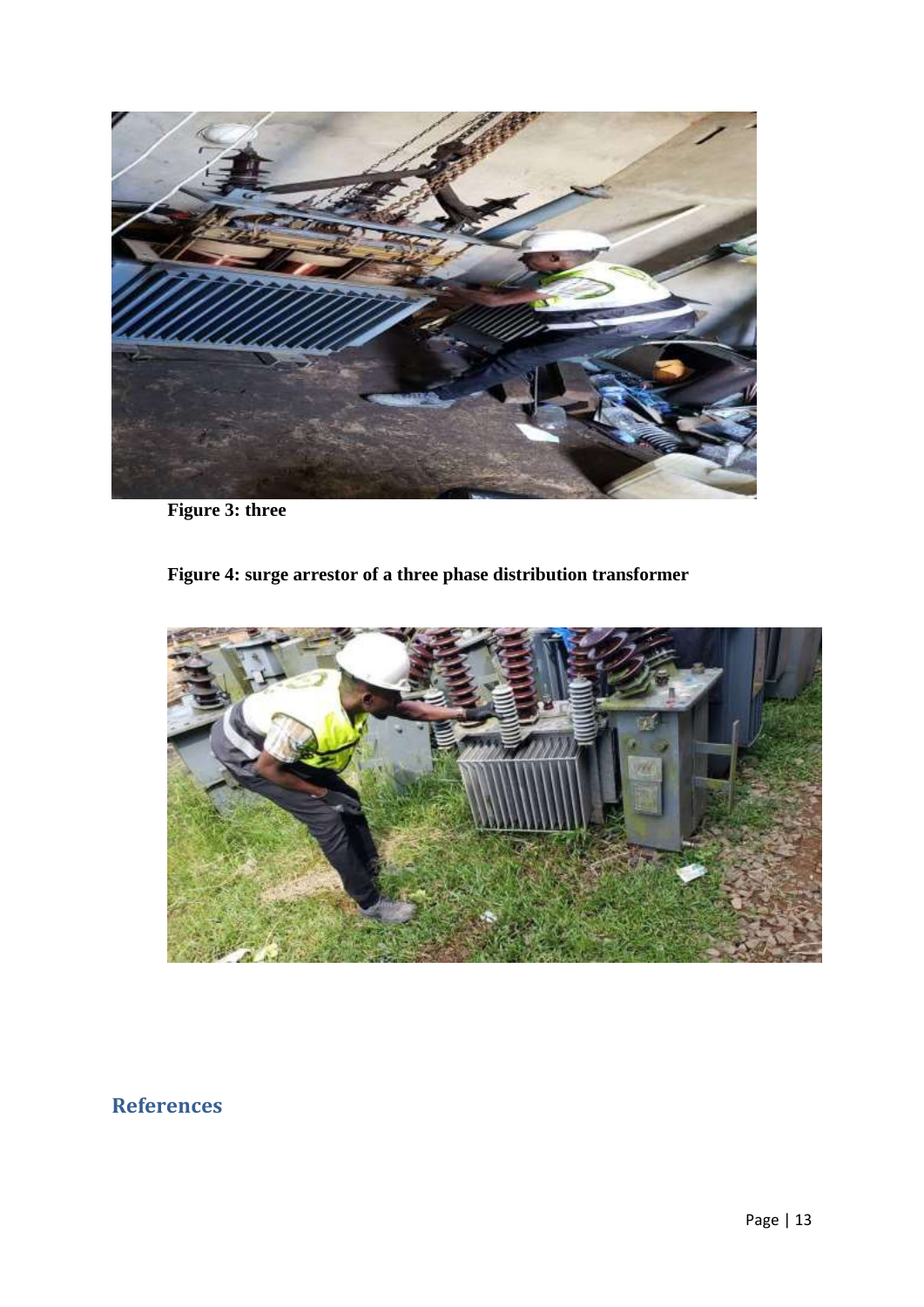**Figure 3: three**

**Figure 4: surge arrestor of a three phase distribution transformer**

## References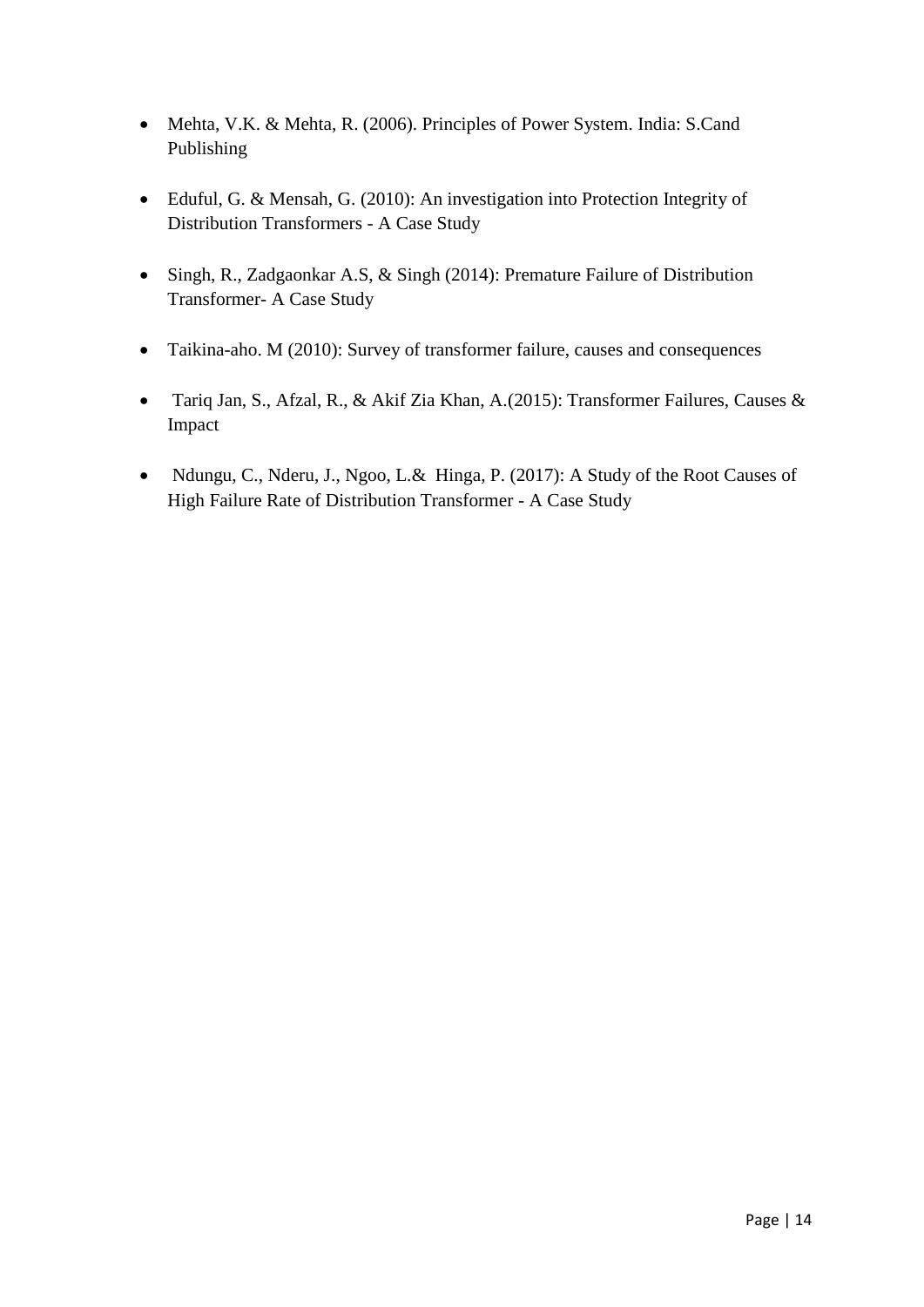- Mehta, V.K. & Mehta, R. (2006). Principles of Power System. India: S.Cand Publishing

- Eduful, G. & Mensah, G. (2010): An investigation into Protection Integrity of Distribution Transformers - A Case Study

- Singh, R., Zadgaonkar A.S, & Singh (2014): Premature Failure of Distribution Transformer- A Case Study

- Taikina-aho. M (2010): Survey of transformer failure, causes and consequences

- Tariq Jan, S., Afzal, R., & Akif Zia Khan, A.(2015): Transformer Failures, Causes & Impact

- Ndungu, C., Nderu, J., Ngoo, L.& Hinga, P. (2017): A Study of the Root Causes of High Failure Rate of Distribution Transformer - A Case Study